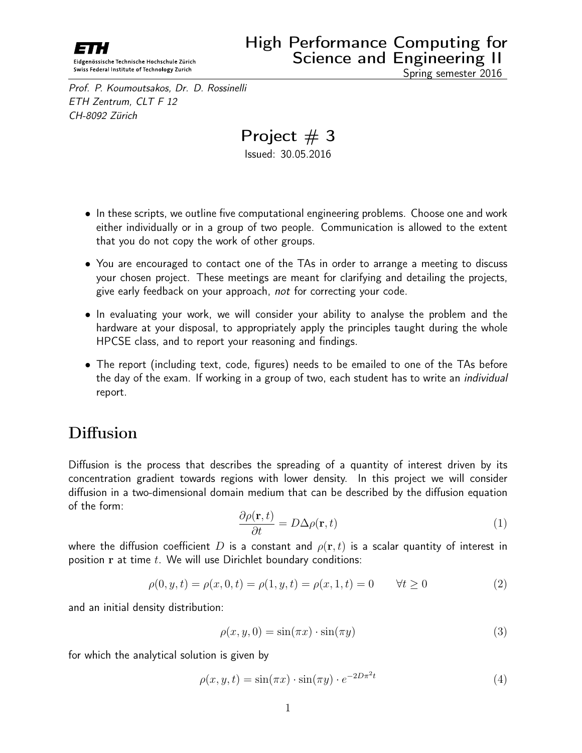ETH

Eidgenössische Technische Hochschule Zürich
Swiss Federal Institute of Technology Zurich

# High Performance Computing for Science and Engineering II

Spring semester 2016

*Prof. P. Koumoutsakos, Dr. D. Rossinelli*
*ETH Zentrum, CLT F 12*
*CH-8092 Zürich*

# Project # 3

Issued: 30.05.2016

- In these scripts, we outline five computational engineering problems. Choose one and work either individually or in a group of two people. Communication is allowed to the extent that you do not copy the work of other groups.
- You are encouraged to contact one of the TAs in order to arrange a meeting to discuss your chosen project. These meetings are meant for clarifying and detailing the projects, give early feedback on your approach, *not* for correcting your code.
- In evaluating your work, we will consider your ability to analyse the problem and the hardware at your disposal, to appropriately apply the principles taught during the whole HPCSE class, and to report your reasoning and findings.
- The report (including text, code, figures) needs to be emailed to one of the TAs before the day of the exam. If working in a group of two, each student has to write an *individual* report.

## Diffusion

Diffusion is the process that describes the spreading of a quantity of interest driven by its concentration gradient towards regions with lower density. In this project we will consider diffusion in a two-dimensional domain medium that can be described by the diffusion equation of the form:

$$\frac{\partial \rho(\mathbf{r}, t)}{\partial t} = D \Delta \rho(\mathbf{r}, t) \tag{1}$$

where the diffusion coefficient $D$ is a constant and $\rho(\mathbf{r}, t)$ is a scalar quantity of interest in position $\mathbf{r}$ at time $t$. We will use Dirichlet boundary conditions:

$$\rho(0, y, t) = \rho(x, 0, t) = \rho(1, y, t) = \rho(x, 1, t) = 0 \qquad \forall t \geq 0 \tag{2}$$

and an initial density distribution:

$$\rho(x, y, 0) = \sin(\pi x) \cdot \sin(\pi y) \tag{3}$$

for which the analytical solution is given by

$$\rho(x, y, t) = \sin(\pi x) \cdot \sin(\pi y) \cdot e^{-2D\pi^2 t} \tag{4}$$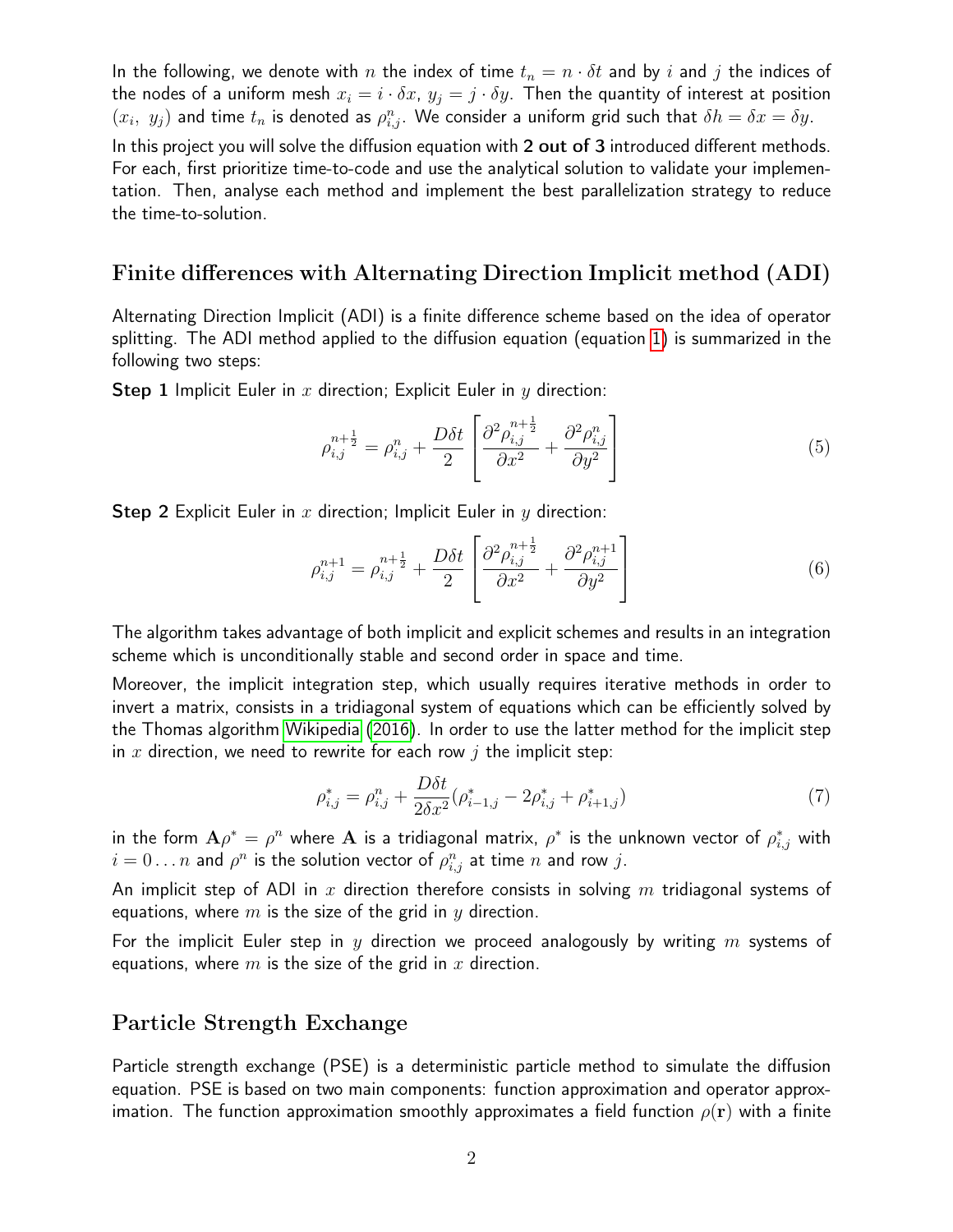In the following, we denote with $n$ the index of time $t_n = n \cdot \delta t$ and by $i$ and $j$ the indices of the nodes of a uniform mesh $x_i = i \cdot \delta x$, $y_j = j \cdot \delta y$. Then the quantity of interest at position $(x_i,\ y_j)$ and time $t_n$ is denoted as $\rho^n_{i,j}$. We consider a uniform grid such that $\delta h = \delta x = \delta y$.

In this project you will solve the diffusion equation with **2 out of 3** introduced different methods. For each, first prioritize time-to-code and use the analytical solution to validate your implementation. Then, analyse each method and implement the best parallelization strategy to reduce the time-to-solution.

## Finite differences with Alternating Direction Implicit method (ADI)

Alternating Direction Implicit (ADI) is a finite difference scheme based on the idea of operator splitting. The ADI method applied to the diffusion equation (equation 1) is summarized in the following two steps:

**Step 1** Implicit Euler in $x$ direction; Explicit Euler in $y$ direction:

$$\rho^{n+\frac{1}{2}}_{i,j} = \rho^n_{i,j} + \frac{D\delta t}{2}\left[\frac{\partial^2 \rho^{n+\frac{1}{2}}_{i,j}}{\partial x^2} + \frac{\partial^2 \rho^n_{i,j}}{\partial y^2}\right] \tag{5}$$

**Step 2** Explicit Euler in $x$ direction; Implicit Euler in $y$ direction:

$$\rho^{n+1}_{i,j} = \rho^{n+\frac{1}{2}}_{i,j} + \frac{D\delta t}{2}\left[\frac{\partial^2 \rho^{n+\frac{1}{2}}_{i,j}}{\partial x^2} + \frac{\partial^2 \rho^{n+1}_{i,j}}{\partial y^2}\right] \tag{6}$$

The algorithm takes advantage of both implicit and explicit schemes and results in an integration scheme which is unconditionally stable and second order in space and time.

Moreover, the implicit integration step, which usually requires iterative methods in order to invert a matrix, consists in a tridiagonal system of equations which can be efficiently solved by the Thomas algorithm Wikipedia (2016). In order to use the latter method for the implicit step in $x$ direction, we need to rewrite for each row $j$ the implicit step:

$$\rho^*_{i,j} = \rho^n_{i,j} + \frac{D\delta t}{2\delta x^2}(\rho^*_{i-1,j} - 2\rho^*_{i,j} + \rho^*_{i+1,j}) \tag{7}$$

in the form $\mathbf{A}\rho^* = \rho^n$ where $\mathbf{A}$ is a tridiagonal matrix, $\rho^*$ is the unknown vector of $\rho^*_{i,j}$ with $i = 0 \ldots n$ and $\rho^n$ is the solution vector of $\rho^n_{i,j}$ at time $n$ and row $j$.

An implicit step of ADI in $x$ direction therefore consists in solving $m$ tridiagonal systems of equations, where $m$ is the size of the grid in $y$ direction.

For the implicit Euler step in $y$ direction we proceed analogously by writing $m$ systems of equations, where $m$ is the size of the grid in $x$ direction.

## Particle Strength Exchange

Particle strength exchange (PSE) is a deterministic particle method to simulate the diffusion equation. PSE is based on two main components: function approximation and operator approximation. The function approximation smoothly approximates a field function $\rho(\mathbf{r})$ with a finite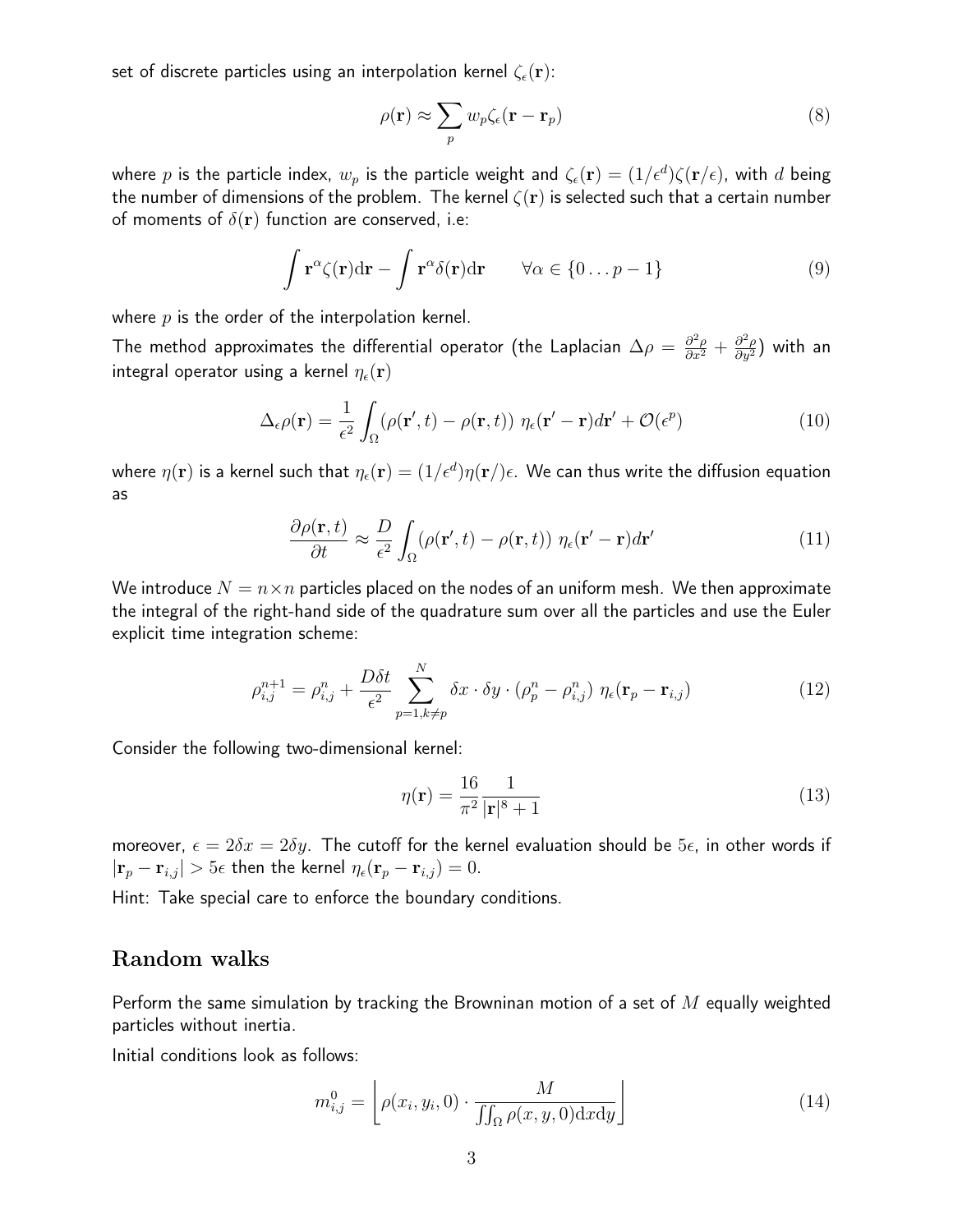set of discrete particles using an interpolation kernel $\zeta_\epsilon(\mathbf{r})$:

$$\rho(\mathbf{r}) \approx \sum_p w_p \zeta_\epsilon(\mathbf{r} - \mathbf{r}_p) \tag{8}$$

where $p$ is the particle index, $w_p$ is the particle weight and $\zeta_\epsilon(\mathbf{r}) = (1/\epsilon^d)\zeta(\mathbf{r}/\epsilon)$, with $d$ being the number of dimensions of the problem. The kernel $\zeta(\mathbf{r})$ is selected such that a certain number of moments of $\delta(\mathbf{r})$ function are conserved, i.e:

$$\int \mathbf{r}^\alpha \zeta(\mathbf{r}) \mathrm{d}\mathbf{r} - \int \mathbf{r}^\alpha \delta(\mathbf{r}) \mathrm{d}\mathbf{r} \qquad \forall \alpha \in \{0 \ldots p-1\} \tag{9}$$

where $p$ is the order of the interpolation kernel.

The method approximates the differential operator (the Laplacian $\Delta\rho = \frac{\partial^2 \rho}{\partial x^2} + \frac{\partial^2 \rho}{\partial y^2}$) with an integral operator using a kernel $\eta_\epsilon(\mathbf{r})$

$$\Delta_\epsilon \rho(\mathbf{r}) = \frac{1}{\epsilon^2} \int_\Omega \left(\rho(\mathbf{r}', t) - \rho(\mathbf{r}, t)\right) \, \eta_\epsilon(\mathbf{r}' - \mathbf{r}) d\mathbf{r}' + \mathcal{O}(\epsilon^p) \tag{10}$$

where $\eta(\mathbf{r})$ is a kernel such that $\eta_\epsilon(\mathbf{r}) = (1/\epsilon^d)\eta(\mathbf{r}/)\epsilon$. We can thus write the diffusion equation as

$$\frac{\partial \rho(\mathbf{r}, t)}{\partial t} \approx \frac{D}{\epsilon^2} \int_\Omega \left(\rho(\mathbf{r}', t) - \rho(\mathbf{r}, t)\right) \, \eta_\epsilon(\mathbf{r}' - \mathbf{r}) d\mathbf{r}' \tag{11}$$

We introduce $N = n \times n$ particles placed on the nodes of an uniform mesh. We then approximate the integral of the right-hand side of the quadrature sum over all the particles and use the Euler explicit time integration scheme:

$$\rho_{i,j}^{n+1} = \rho_{i,j}^n + \frac{D\delta t}{\epsilon^2} \sum_{p=1, k \neq p}^{N} \delta x \cdot \delta y \cdot \left(\rho_p^n - \rho_{i,j}^n\right) \, \eta_\epsilon(\mathbf{r}_p - \mathbf{r}_{i,j}) \tag{12}$$

Consider the following two-dimensional kernel:

$$\eta(\mathbf{r}) = \frac{16}{\pi^2} \frac{1}{|\mathbf{r}|^8 + 1} \tag{13}$$

moreover, $\epsilon = 2\delta x = 2\delta y$. The cutoff for the kernel evaluation should be $5\epsilon$, in other words if $|\mathbf{r}_p - \mathbf{r}_{i,j}| > 5\epsilon$ then the kernel $\eta_\epsilon(\mathbf{r}_p - \mathbf{r}_{i,j}) = 0$.

Hint: Take special care to enforce the boundary conditions.

## Random walks

Perform the same simulation by tracking the Browninan motion of a set of $M$ equally weighted particles without inertia.

Initial conditions look as follows:

$$m_{i,j}^0 = \left\lfloor \rho(x_i, y_i, 0) \cdot \frac{M}{\iint_\Omega \rho(x, y, 0) \mathrm{d}x \mathrm{d}y} \right\rfloor \tag{14}$$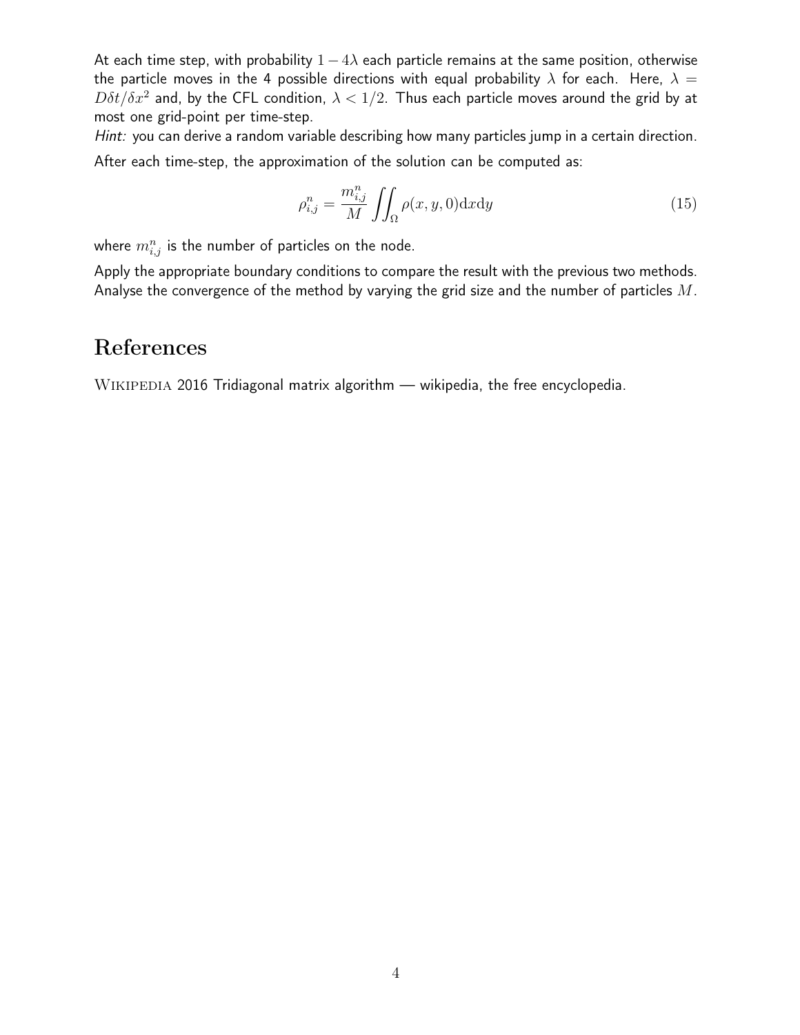At each time step, with probability $1 - 4\lambda$ each particle remains at the same position, otherwise the particle moves in the 4 possible directions with equal probability $\lambda$ for each. Here, $\lambda = D\delta t/\delta x^2$ and, by the CFL condition, $\lambda < 1/2$. Thus each particle moves around the grid by at most one grid-point per time-step.

*Hint:* you can derive a random variable describing how many particles jump in a certain direction.

After each time-step, the approximation of the solution can be computed as:

$$\rho_{i,j}^n = \frac{m_{i,j}^n}{M} \iint_\Omega \rho(x, y, 0) \mathrm{d}x\mathrm{d}y \tag{15}$$

where $m_{i,j}^n$ is the number of particles on the node.

Apply the appropriate boundary conditions to compare the result with the previous two methods. Analyse the convergence of the method by varying the grid size and the number of particles $M$.

# References

Wikipedia 2016 Tridiagonal matrix algorithm — wikipedia, the free encyclopedia.